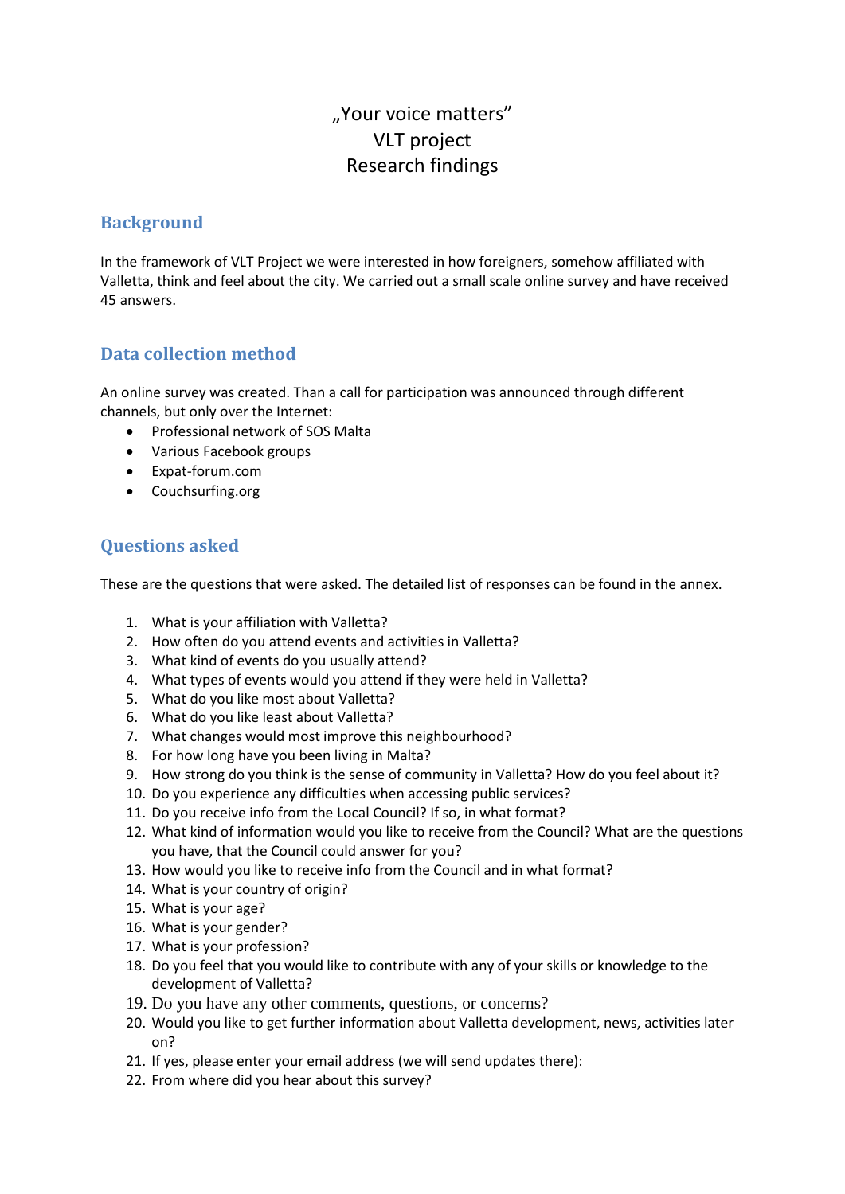# „Your voice matters"
# VLT project
# Research findings

## Background

In the framework of VLT Project we were interested in how foreigners, somehow affiliated with Valletta, think and feel about the city. We carried out a small scale online survey and have received 45 answers.

## Data collection method

An online survey was created. Than a call for participation was announced through different channels, but only over the Internet:

- Professional network of SOS Malta
- Various Facebook groups
- Expat-forum.com
- Couchsurfing.org

## Questions asked

These are the questions that were asked. The detailed list of responses can be found in the annex.

1. What is your affiliation with Valletta?
2. How often do you attend events and activities in Valletta?
3. What kind of events do you usually attend?
4. What types of events would you attend if they were held in Valletta?
5. What do you like most about Valletta?
6. What do you like least about Valletta?
7. What changes would most improve this neighbourhood?
8. For how long have you been living in Malta?
9. How strong do you think is the sense of community in Valletta? How do you feel about it?
10. Do you experience any difficulties when accessing public services?
11. Do you receive info from the Local Council? If so, in what format?
12. What kind of information would you like to receive from the Council? What are the questions you have, that the Council could answer for you?
13. How would you like to receive info from the Council and in what format?
14. What is your country of origin?
15. What is your age?
16. What is your gender?
17. What is your profession?
18. Do you feel that you would like to contribute with any of your skills or knowledge to the development of Valletta?
19. Do you have any other comments, questions, or concerns?
20. Would you like to get further information about Valletta development, news, activities later on?
21. If yes, please enter your email address (we will send updates there):
22. From where did you hear about this survey?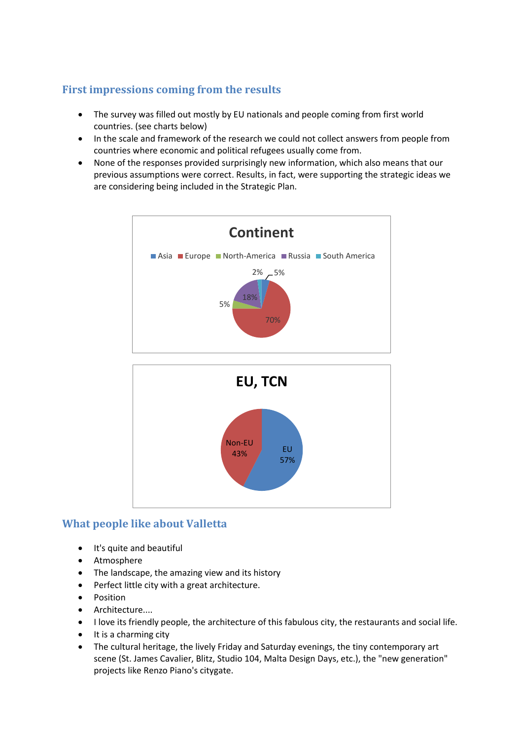## First impressions coming from the results

- The survey was filled out mostly by EU nationals and people coming from first world countries. (see charts below)
- In the scale and framework of the research we could not collect answers from people from countries where economic and political refugees usually come from.
- None of the responses provided surprisingly new information, which also means that our previous assumptions were correct. Results, in fact, were supporting the strategic ideas we are considering being included in the Strategic Plan.

**Continent**

| Continent | Share |
|---|---|
| Asia | 5% |
| Europe | 70% |
| North-America | 5% |
| Russia | 18% |
| South America | 2% |

**EU, TCN**

| Group | Share |
|---|---|
| EU | 57% |
| Non-EU | 43% |

## What people like about Valletta

- It's quite and beautiful
- Atmosphere
- The landscape, the amazing view and its history
- Perfect little city with a great architecture.
- Position
- Architecture....
- I love its friendly people, the architecture of this fabulous city, the restaurants and social life.
- It is a charming city
- The cultural heritage, the lively Friday and Saturday evenings, the tiny contemporary art scene (St. James Cavalier, Blitz, Studio 104, Malta Design Days, etc.), the "new generation" projects like Renzo Piano's citygate.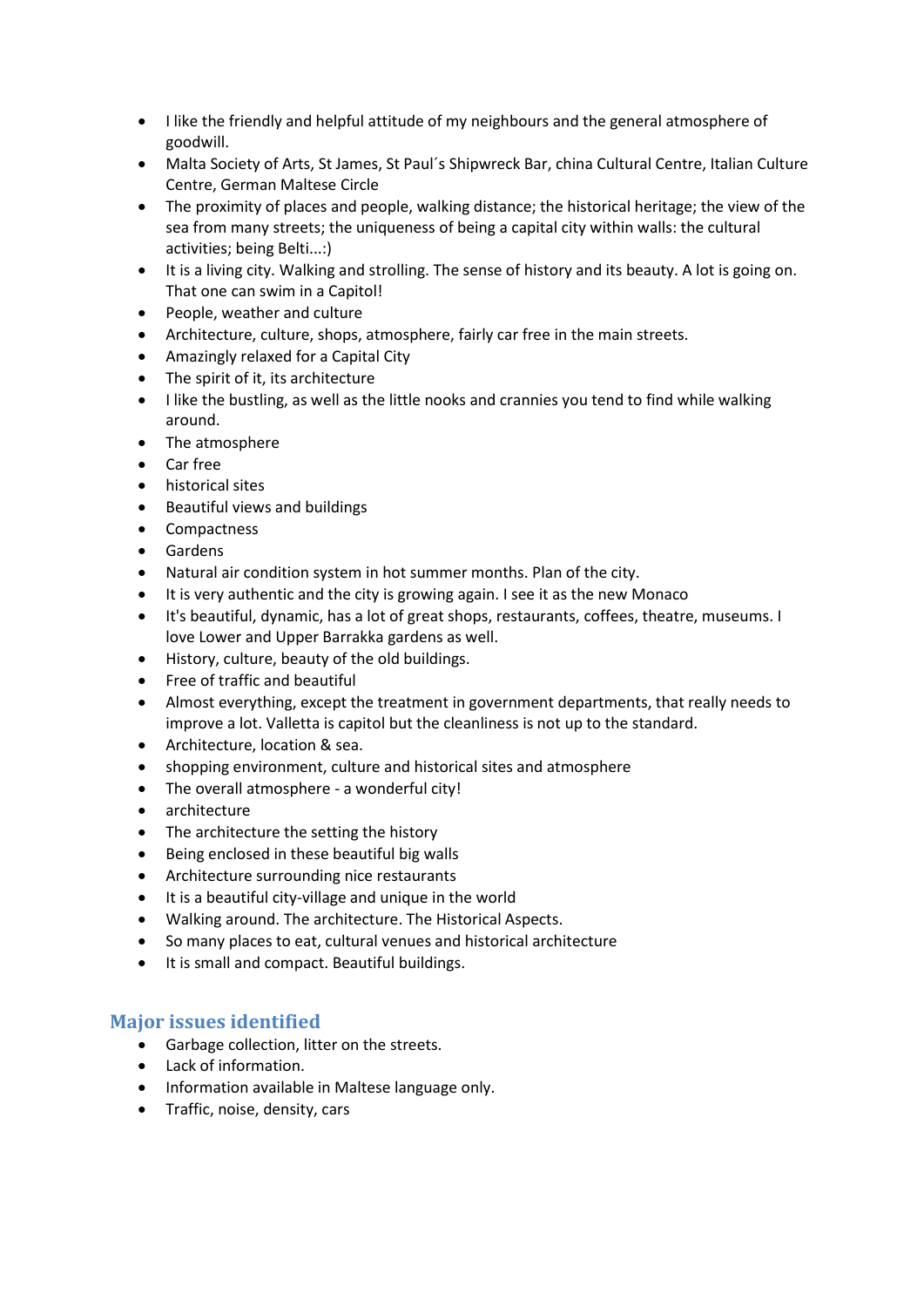- I like the friendly and helpful attitude of my neighbours and the general atmosphere of goodwill.
- Malta Society of Arts, St James, St Paul´s Shipwreck Bar, china Cultural Centre, Italian Culture Centre, German Maltese Circle
- The proximity of places and people, walking distance; the historical heritage; the view of the sea from many streets; the uniqueness of being a capital city within walls: the cultural activities; being Belti...:)
- It is a living city. Walking and strolling. The sense of history and its beauty. A lot is going on. That one can swim in a Capitol!
- People, weather and culture
- Architecture, culture, shops, atmosphere, fairly car free in the main streets.
- Amazingly relaxed for a Capital City
- The spirit of it, its architecture
- I like the bustling, as well as the little nooks and crannies you tend to find while walking around.
- The atmosphere
- Car free
- historical sites
- Beautiful views and buildings
- Compactness
- Gardens
- Natural air condition system in hot summer months. Plan of the city.
- It is very authentic and the city is growing again. I see it as the new Monaco
- It's beautiful, dynamic, has a lot of great shops, restaurants, coffees, theatre, museums. I love Lower and Upper Barrakka gardens as well.
- History, culture, beauty of the old buildings.
- Free of traffic and beautiful
- Almost everything, except the treatment in government departments, that really needs to improve a lot. Valletta is capitol but the cleanliness is not up to the standard.
- Architecture, location & sea.
- shopping environment, culture and historical sites and atmosphere
- The overall atmosphere - a wonderful city!
- architecture
- The architecture the setting the history
- Being enclosed in these beautiful big walls
- Architecture surrounding nice restaurants
- It is a beautiful city-village and unique in the world
- Walking around. The architecture. The Historical Aspects.
- So many places to eat, cultural venues and historical architecture
- It is small and compact. Beautiful buildings.

## Major issues identified

- Garbage collection, litter on the streets.
- Lack of information.
- Information available in Maltese language only.
- Traffic, noise, density, cars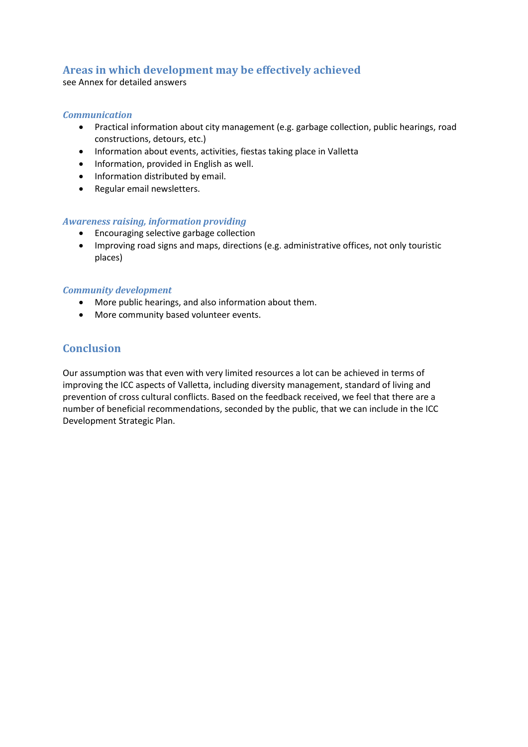## Areas in which development may be effectively achieved

see Annex for detailed answers

### *Communication*

- Practical information about city management (e.g. garbage collection, public hearings, road constructions, detours, etc.)
- Information about events, activities, fiestas taking place in Valletta
- Information, provided in English as well.
- Information distributed by email.
- Regular email newsletters.

### *Awareness raising, information providing*

- Encouraging selective garbage collection
- Improving road signs and maps, directions (e.g. administrative offices, not only touristic places)

### *Community development*

- More public hearings, and also information about them.
- More community based volunteer events.

## Conclusion

Our assumption was that even with very limited resources a lot can be achieved in terms of improving the ICC aspects of Valletta, including diversity management, standard of living and prevention of cross cultural conflicts. Based on the feedback received, we feel that there are a number of beneficial recommendations, seconded by the public, that we can include in the ICC Development Strategic Plan.